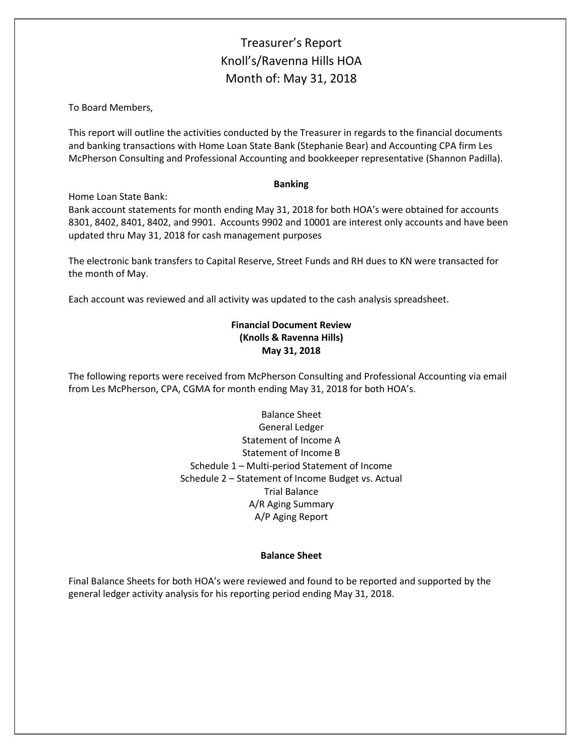# Treasurer's Report
# Knoll's/Ravenna Hills HOA
# Month of: May 31, 2018

To Board Members,

This report will outline the activities conducted by the Treasurer in regards to the financial documents and banking transactions with Home Loan State Bank (Stephanie Bear) and Accounting CPA firm Les McPherson Consulting and Professional Accounting and bookkeeper representative (Shannon Padilla).

**Banking**

Home Loan State Bank:
Bank account statements for month ending May 31, 2018 for both HOA's were obtained for accounts 8301, 8402, 8401, 8402, and 9901. Accounts 9902 and 10001 are interest only accounts and have been updated thru May 31, 2018 for cash management purposes

The electronic bank transfers to Capital Reserve, Street Funds and RH dues to KN were transacted for the month of May.

Each account was reviewed and all activity was updated to the cash analysis spreadsheet.

**Financial Document Review**
**(Knolls & Ravenna Hills)**
**May 31, 2018**

The following reports were received from McPherson Consulting and Professional Accounting via email from Les McPherson, CPA, CGMA for month ending May 31, 2018 for both HOA's.

Balance Sheet
General Ledger
Statement of Income A
Statement of Income B
Schedule 1 – Multi-period Statement of Income
Schedule 2 – Statement of Income Budget vs. Actual
Trial Balance
A/R Aging Summary
A/P Aging Report

**Balance Sheet**

Final Balance Sheets for both HOA's were reviewed and found to be reported and supported by the general ledger activity analysis for his reporting period ending May 31, 2018.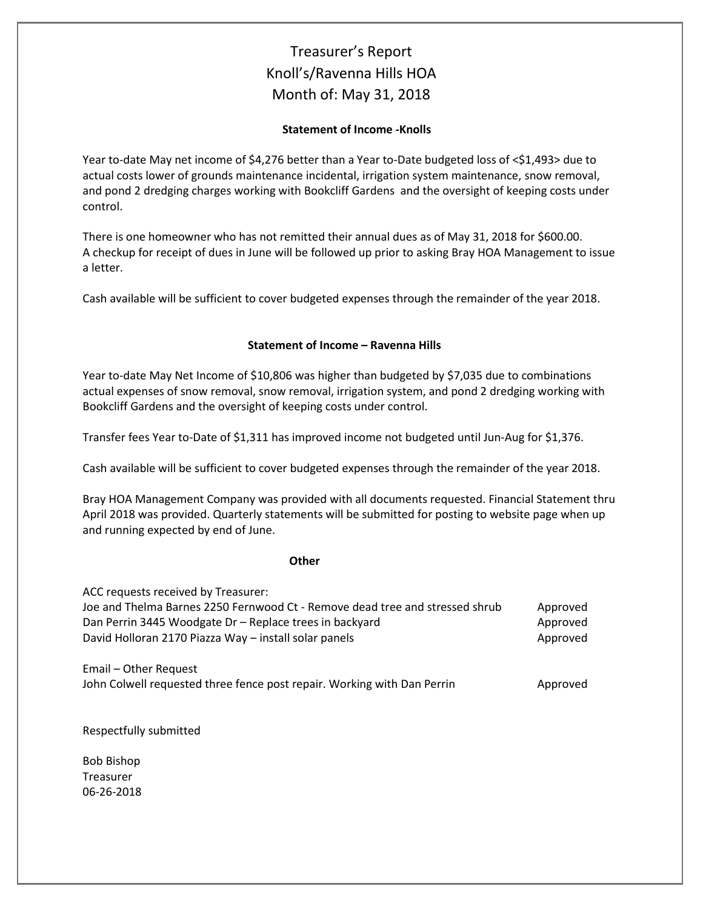# Treasurer's Report
# Knoll's/Ravenna Hills HOA
# Month of: May 31, 2018

### Statement of Income -Knolls

Year to-date May net income of $4,276 better than a Year to-Date budgeted loss of <$1,493> due to actual costs lower of grounds maintenance incidental, irrigation system maintenance, snow removal, and pond 2 dredging charges working with Bookcliff Gardens and the oversight of keeping costs under control.

There is one homeowner who has not remitted their annual dues as of May 31, 2018 for $600.00. A checkup for receipt of dues in June will be followed up prior to asking Bray HOA Management to issue a letter.

Cash available will be sufficient to cover budgeted expenses through the remainder of the year 2018.

### Statement of Income – Ravenna Hills

Year to-date May Net Income of $10,806 was higher than budgeted by $7,035 due to combinations actual expenses of snow removal, snow removal, irrigation system, and pond 2 dredging working with Bookcliff Gardens and the oversight of keeping costs under control.

Transfer fees Year to-Date of $1,311 has improved income not budgeted until Jun-Aug for $1,376.

Cash available will be sufficient to cover budgeted expenses through the remainder of the year 2018.

Bray HOA Management Company was provided with all documents requested. Financial Statement thru April 2018 was provided. Quarterly statements will be submitted for posting to website page when up and running expected by end of June.

### Other

ACC requests received by Treasurer:

| | |
|---|---|
| Joe and Thelma Barnes 2250 Fernwood Ct - Remove dead tree and stressed shrub | Approved |
| Dan Perrin 3445 Woodgate Dr – Replace trees in backyard | Approved |
| David Holloran 2170 Piazza Way – install solar panels | Approved |

Email – Other Request

| | |
|---|---|
| John Colwell requested three fence post repair. Working with Dan Perrin | Approved |

Respectfully submitted

Bob Bishop
Treasurer
06-26-2018